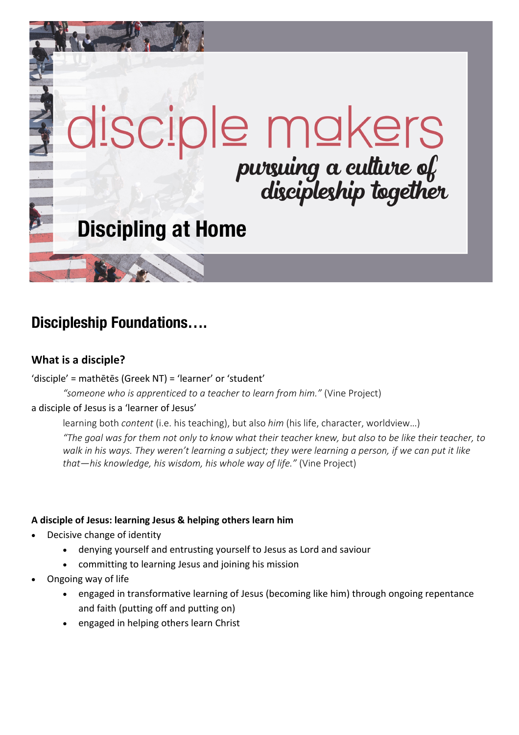# disciple makers

*pursuing a culture of discipleship together*

## Discipling at Home

## Discipleship Foundations….

### What is a disciple?

'disciple' = mathētēs (Greek NT) = 'learner' or 'student'

> *"someone who is apprenticed to a teacher to learn from him."* (Vine Project)

a disciple of Jesus is a 'learner of Jesus'

> learning both *content* (i.e. his teaching), but also *him* (his life, character, worldview…)
>
> *"The goal was for them not only to know what their teacher knew, but also to be like their teacher, to walk in his ways. They weren't learning a subject; they were learning a person, if we can put it like that—his knowledge, his wisdom, his whole way of life."* (Vine Project)

**A disciple of Jesus: learning Jesus & helping others learn him**

- Decisive change of identity
    - denying yourself and entrusting yourself to Jesus as Lord and saviour
    - committing to learning Jesus and joining his mission
- Ongoing way of life
    - engaged in transformative learning of Jesus (becoming like him) through ongoing repentance and faith (putting off and putting on)
    - engaged in helping others learn Christ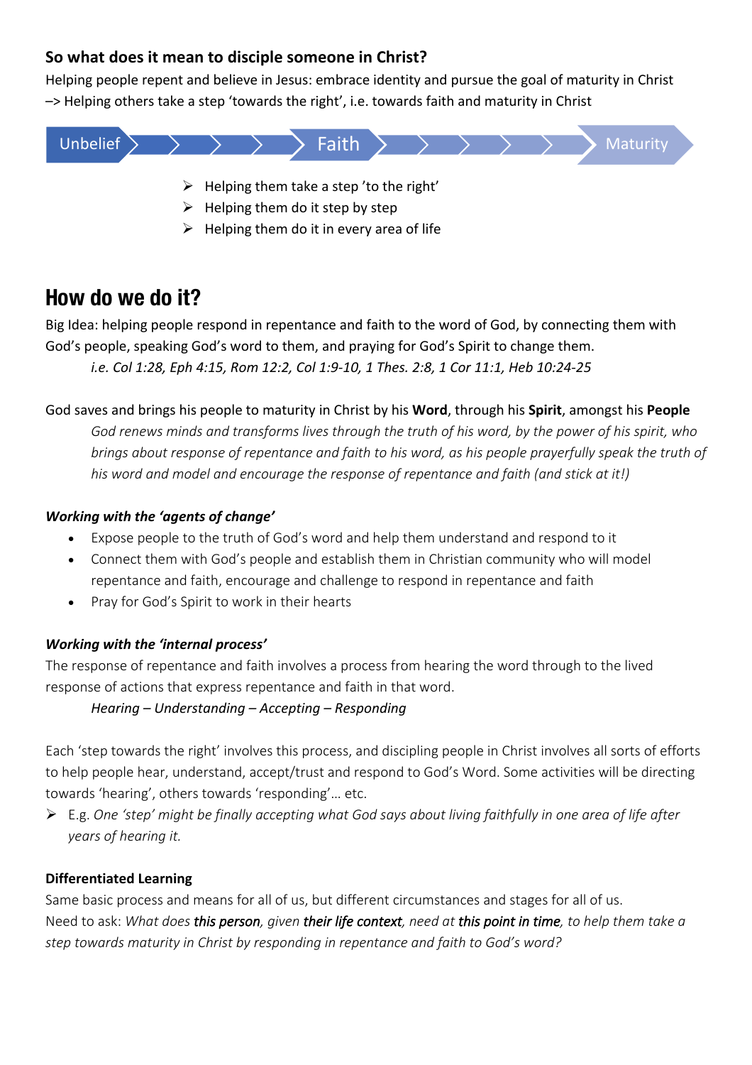### So what does it mean to disciple someone in Christ?

Helping people repent and believe in Jesus: embrace identity and pursue the goal of maturity in Christ
–> Helping others take a step 'towards the right', i.e. towards faith and maturity in Christ

Unbelief > > > > > Faith > > > > > > Maturity

- Helping them take a step 'to the right'
- Helping them do it step by step
- Helping them do it in every area of life

# How do we do it?

Big Idea: helping people respond in repentance and faith to the word of God, by connecting them with God's people, speaking God's word to them, and praying for God's Spirit to change them.

*i.e. Col 1:28, Eph 4:15, Rom 12:2, Col 1:9-10, 1 Thes. 2:8, 1 Cor 11:1, Heb 10:24-25*

God saves and brings his people to maturity in Christ by his **Word**, through his **Spirit**, amongst his **People**

*God renews minds and transforms lives through the truth of his word, by the power of his spirit, who brings about response of repentance and faith to his word, as his people prayerfully speak the truth of his word and model and encourage the response of repentance and faith (and stick at it!)*

***Working with the 'agents of change'***

- Expose people to the truth of God's word and help them understand and respond to it
- Connect them with God's people and establish them in Christian community who will model repentance and faith, encourage and challenge to respond in repentance and faith
- Pray for God's Spirit to work in their hearts

***Working with the 'internal process'***

The response of repentance and faith involves a process from hearing the word through to the lived response of actions that express repentance and faith in that word.

*Hearing – Understanding – Accepting – Responding*

Each 'step towards the right' involves this process, and discipling people in Christ involves all sorts of efforts to help people hear, understand, accept/trust and respond to God's Word. Some activities will be directing towards 'hearing', others towards 'responding'… etc.

- E.g. *One 'step' might be finally accepting what God says about living faithfully in one area of life after years of hearing it.*

**Differentiated Learning**

Same basic process and means for all of us, but different circumstances and stages for all of us.

Need to ask: *What does* **this person**, *given* **their life context**, *need at* **this point in time**, *to help them take a step towards maturity in Christ by responding in repentance and faith to God's word?*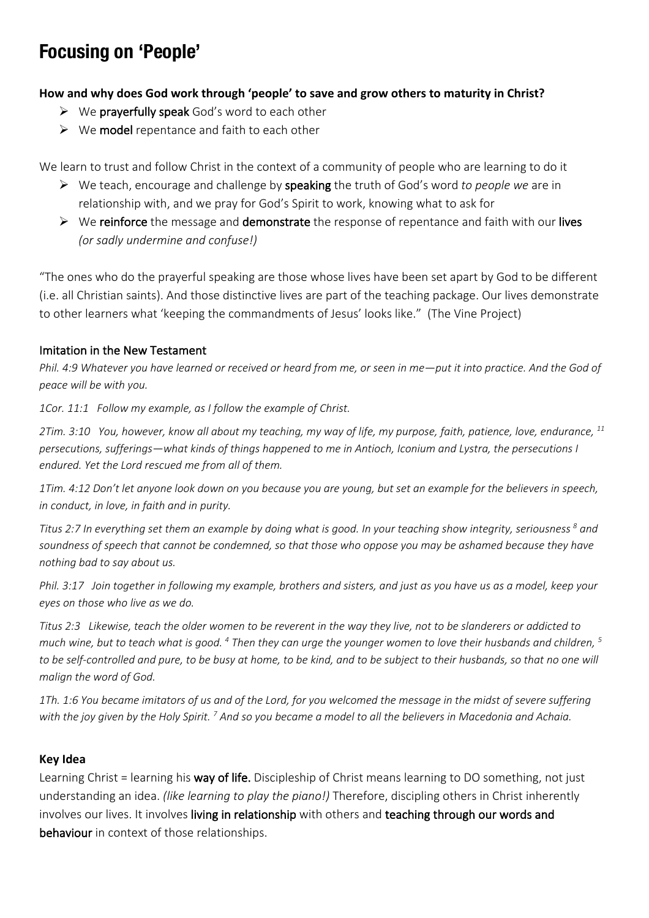# Focusing on 'People'

**How and why does God work through 'people' to save and grow others to maturity in Christ?**

- We **prayerfully speak** God's word to each other
- We **model** repentance and faith to each other

We learn to trust and follow Christ in the context of a community of people who are learning to do it

- We teach, encourage and challenge by **speaking** the truth of God's word *to people we* are in relationship with, and we pray for God's Spirit to work, knowing what to ask for
- We **reinforce** the message and **demonstrate** the response of repentance and faith with our **lives** *(or sadly undermine and confuse!)*

"The ones who do the prayerful speaking are those whose lives have been set apart by God to be different (i.e. all Christian saints). And those distinctive lives are part of the teaching package. Our lives demonstrate to other learners what 'keeping the commandments of Jesus' looks like." (The Vine Project)

## Imitation in the New Testament

*Phil. 4:9 Whatever you have learned or received or heard from me, or seen in me—put it into practice. And the God of peace will be with you.*

*1Cor. 11:1 Follow my example, as I follow the example of Christ.*

*2Tim. 3:10 You, however, know all about my teaching, my way of life, my purpose, faith, patience, love, endurance, [11] persecutions, sufferings—what kinds of things happened to me in Antioch, Iconium and Lystra, the persecutions I endured. Yet the Lord rescued me from all of them.*

*1Tim. 4:12 Don't let anyone look down on you because you are young, but set an example for the believers in speech, in conduct, in love, in faith and in purity.*

*Titus 2:7 In everything set them an example by doing what is good. In your teaching show integrity, seriousness [8] and soundness of speech that cannot be condemned, so that those who oppose you may be ashamed because they have nothing bad to say about us.*

*Phil. 3:17 Join together in following my example, brothers and sisters, and just as you have us as a model, keep your eyes on those who live as we do.*

*Titus 2:3 Likewise, teach the older women to be reverent in the way they live, not to be slanderers or addicted to much wine, but to teach what is good. [4] Then they can urge the younger women to love their husbands and children, [5] to be self-controlled and pure, to be busy at home, to be kind, and to be subject to their husbands, so that no one will malign the word of God.*

*1Th. 1:6 You became imitators of us and of the Lord, for you welcomed the message in the midst of severe suffering with the joy given by the Holy Spirit. [7] And so you became a model to all the believers in Macedonia and Achaia.*

**Key Idea**

Learning Christ = learning his **way of life.** Discipleship of Christ means learning to DO something, not just understanding an idea. *(like learning to play the piano!)* Therefore, discipling others in Christ inherently involves our lives. It involves **living in relationship** with others and **teaching through our words and behaviour** in context of those relationships.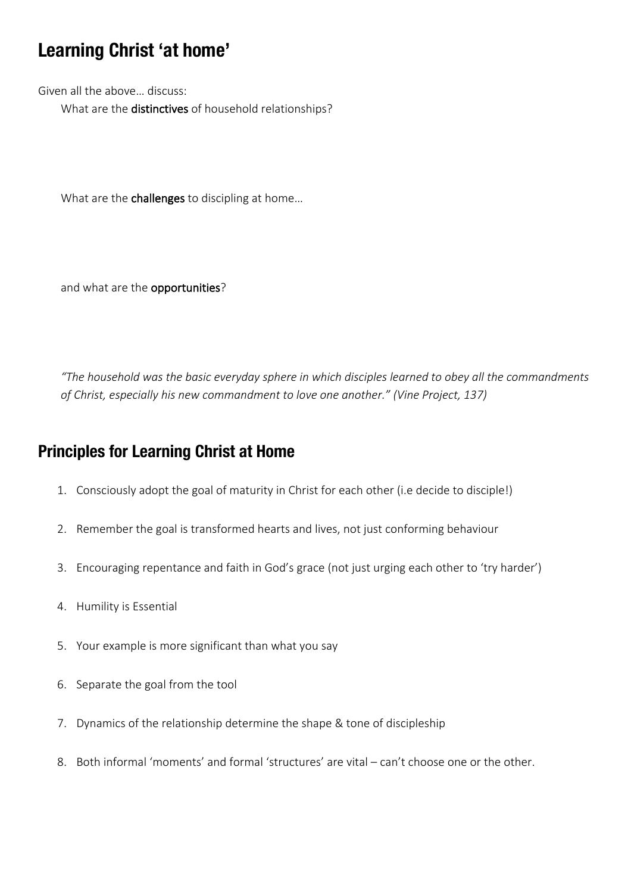## Learning Christ 'at home'

Given all the above… discuss:

What are the **distinctives** of household relationships?

What are the **challenges** to discipling at home…

and what are the **opportunities**?

*"The household was the basic everyday sphere in which disciples learned to obey all the commandments of Christ, especially his new commandment to love one another." (Vine Project, 137)*

## Principles for Learning Christ at Home

1. Consciously adopt the goal of maturity in Christ for each other (i.e decide to disciple!)
2. Remember the goal is transformed hearts and lives, not just conforming behaviour
3. Encouraging repentance and faith in God's grace (not just urging each other to 'try harder')
4. Humility is Essential
5. Your example is more significant than what you say
6. Separate the goal from the tool
7. Dynamics of the relationship determine the shape & tone of discipleship
8. Both informal 'moments' and formal 'structures' are vital – can't choose one or the other.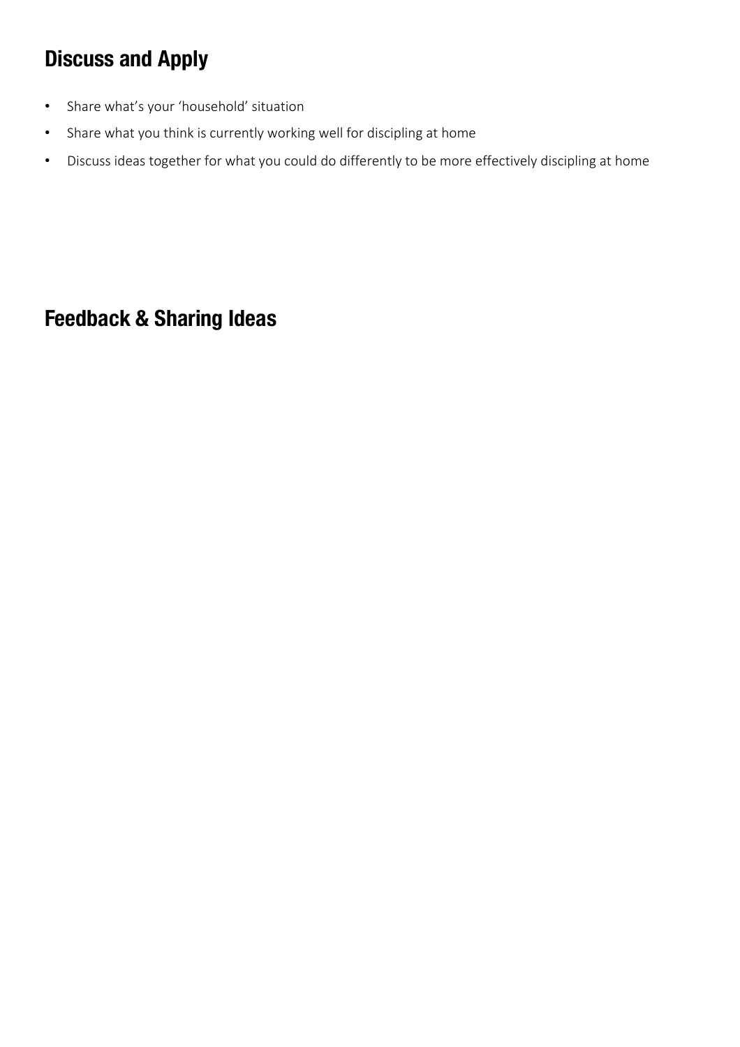## Discuss and Apply

- Share what's your 'household' situation
- Share what you think is currently working well for discipling at home
- Discuss ideas together for what you could do differently to be more effectively discipling at home

## Feedback & Sharing Ideas